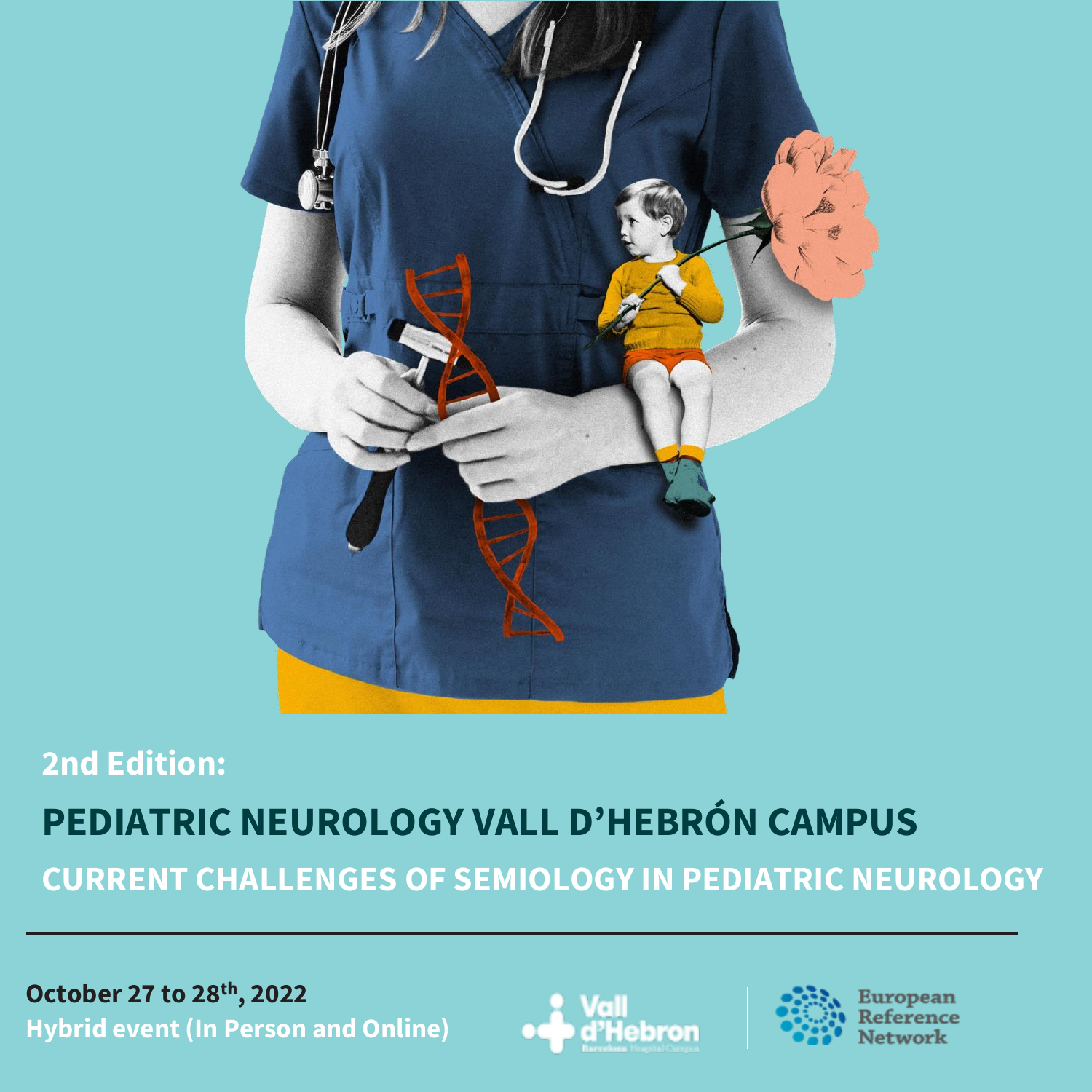## 2nd Edition:

# PEDIATRIC NEUROLOGY VALL D'HEBRÓN CAMPUS

## CURRENT CHALLENGES OF SEMIOLOGY IN PEDIATRIC NEUROLOGY

---

**October 27 to 28th, 2022**

**Hybrid event (In Person and Online)**

Vall d'Hebron Barcelona Hospital Campus

European Reference Network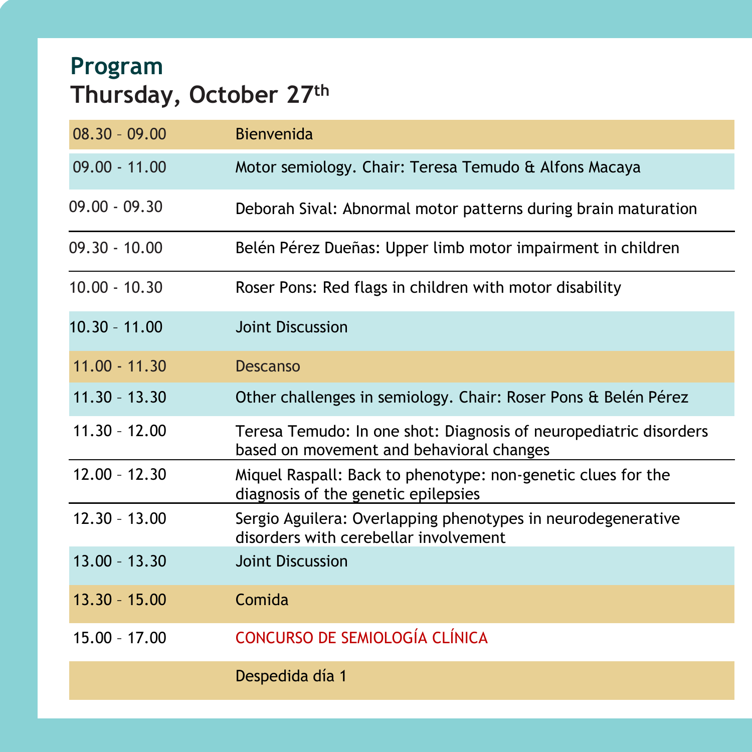# Program

## Thursday, October 27th

| Time | Session |
|---|---|
| 08.30 – 09.00 | Bienvenida |
| 09.00 - 11.00 | Motor semiology. Chair: Teresa Temudo & Alfons Macaya |
| 09.00 - 09.30 | Deborah Sival: Abnormal motor patterns during brain maturation |
| 09.30 - 10.00 | Belén Pérez Dueñas: Upper limb motor impairment in children |
| 10.00 - 10.30 | Roser Pons: Red flags in children with motor disability |
| 10.30 – 11.00 | Joint Discussion |
| 11.00 - 11.30 | Descanso |
| 11.30 – 13.30 | Other challenges in semiology. Chair: Roser Pons & Belén Pérez |
| 11.30 – 12.00 | Teresa Temudo: In one shot: Diagnosis of neuropediatric disorders based on movement and behavioral changes |
| 12.00 – 12.30 | Miquel Raspall: Back to phenotype: non-genetic clues for the diagnosis of the genetic epilepsies |
| 12.30 – 13.00 | Sergio Aguilera: Overlapping phenotypes in neurodegenerative disorders with cerebellar involvement |
| 13.00 – 13.30 | Joint Discussion |
| 13.30 – 15.00 | Comida |
| 15.00 – 17.00 | CONCURSO DE SEMIOLOGÍA CLÍNICA |
| | Despedida día 1 |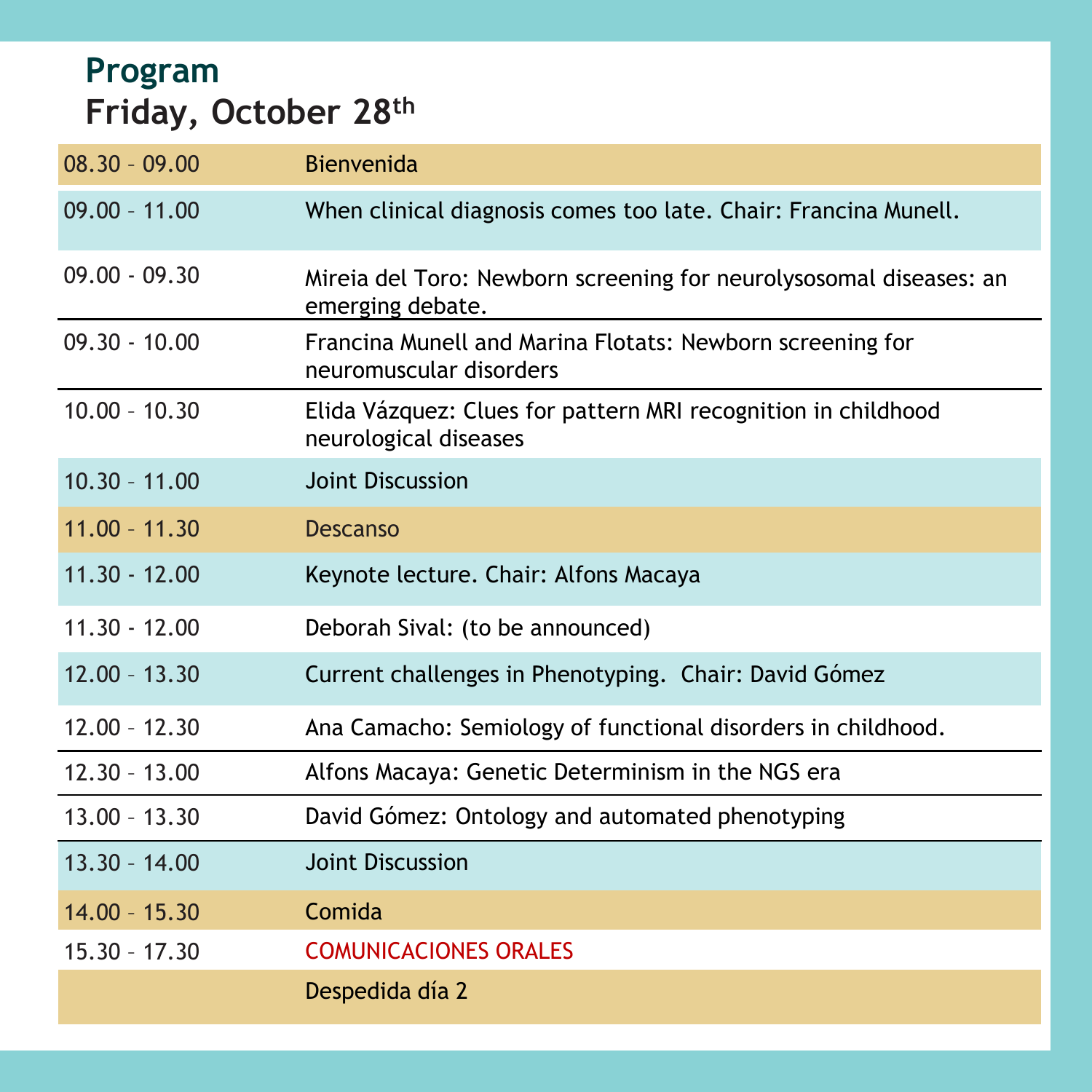# Program
## Friday, October 28th

| Time | Session |
|---|---|
| 08.30 – 09.00 | Bienvenida |
| 09.00 – 11.00 | When clinical diagnosis comes too late. Chair: Francina Munell. |
| 09.00 - 09.30 | Mireia del Toro: Newborn screening for neurolysosomal diseases: an emerging debate. |
| 09.30 - 10.00 | Francina Munell and Marina Flotats: Newborn screening for neuromuscular disorders |
| 10.00 – 10.30 | Elida Vázquez: Clues for pattern MRI recognition in childhood neurological diseases |
| 10.30 – 11.00 | Joint Discussion |
| 11.00 – 11.30 | Descanso |
| 11.30 - 12.00 | Keynote lecture. Chair: Alfons Macaya |
| 11.30 - 12.00 | Deborah Sival: (to be announced) |
| 12.00 – 13.30 | Current challenges in Phenotyping. Chair: David Gómez |
| 12.00 – 12.30 | Ana Camacho: Semiology of functional disorders in childhood. |
| 12.30 – 13.00 | Alfons Macaya: Genetic Determinism in the NGS era |
| 13.00 – 13.30 | David Gómez: Ontology and automated phenotyping |
| 13.30 – 14.00 | Joint Discussion |
| 14.00 – 15.30 | Comida |
| 15.30 – 17.30 | COMUNICACIONES ORALES |
| | Despedida día 2 |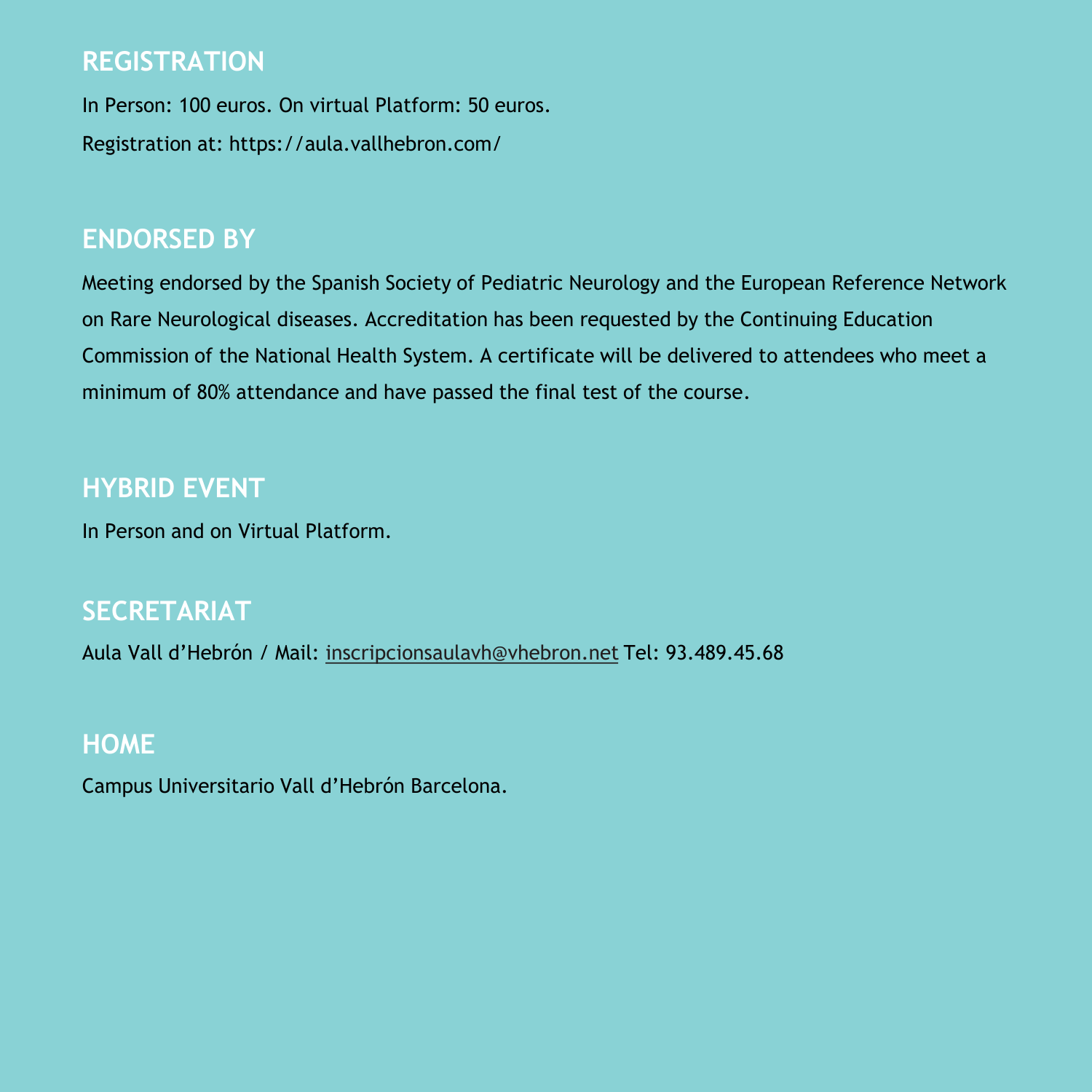## REGISTRATION

In Person: 100 euros. On virtual Platform: 50 euros.

Registration at: https://aula.vallhebron.com/

## ENDORSED BY

Meeting endorsed by the Spanish Society of Pediatric Neurology and the European Reference Network on Rare Neurological diseases. Accreditation has been requested by the Continuing Education Commission of the National Health System. A certificate will be delivered to attendees who meet a minimum of 80% attendance and have passed the final test of the course.

## HYBRID EVENT

In Person and on Virtual Platform.

## SECRETARIAT

Aula Vall d'Hebrón / Mail: inscripcionsaulavh@vhebron.net Tel: 93.489.45.68

## HOME

Campus Universitario Vall d'Hebrón Barcelona.